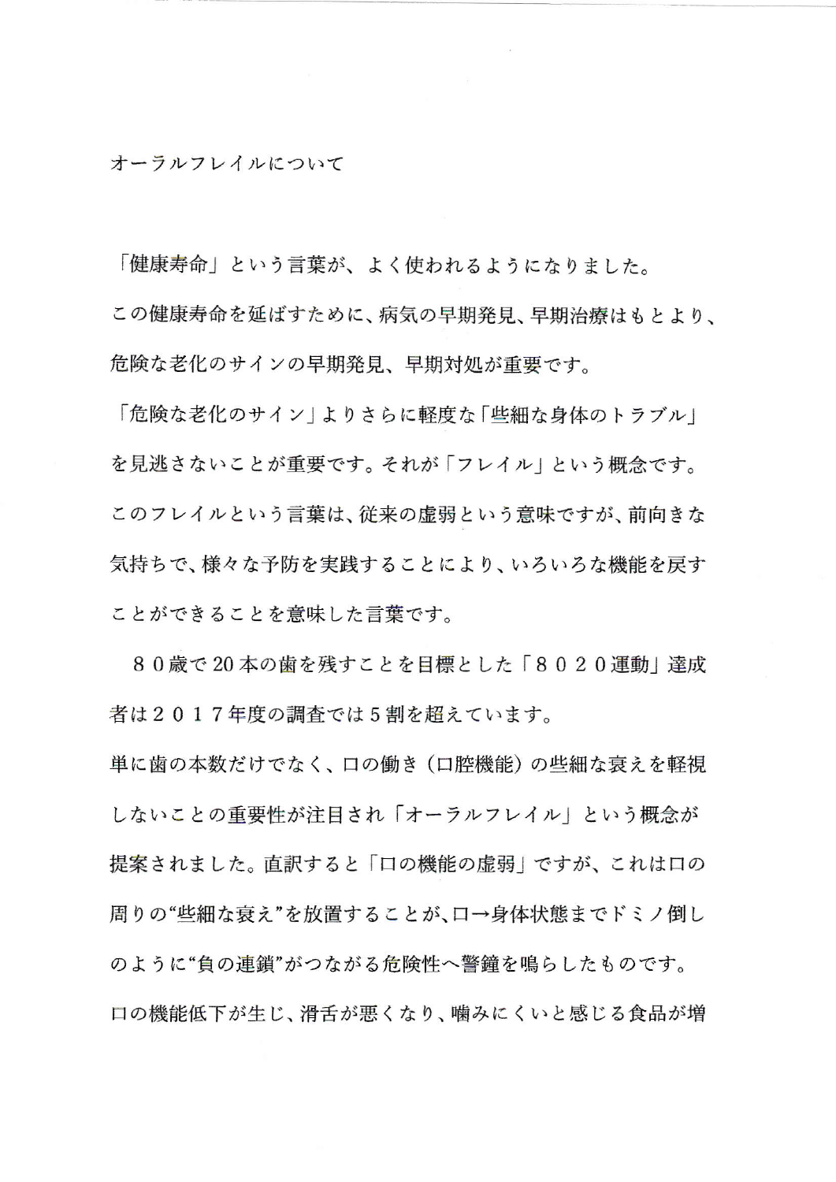# オーラルフレイルについて

「健康寿命」という言葉が、よく使われるようになりました。
この健康寿命を延ばすために、病気の早期発見、早期治療はもとより、危険な老化のサインの早期発見、早期対処が重要です。
「危険な老化のサイン」よりさらに軽度な「些細な身体のトラブル」を見逃さないことが重要です。それが「フレイル」という概念です。
このフレイルという言葉は、従来の虚弱という意味ですが、前向きな気持ちで、様々な予防を実践することにより、いろいろな機能を戻すことができることを意味した言葉です。

８０歳で20本の歯を残すことを目標とした「８０２０運動」達成者は２０１７年度の調査では５割を超えています。
単に歯の本数だけでなく、口の働き（口腔機能）の些細な衰えを軽視しないことの重要性が注目され「オーラルフレイル」という概念が提案されました。直訳すると「口の機能の虚弱」ですが、これは口の周りの“些細な衰え”を放置することが、口→身体状態までドミノ倒しのように“負の連鎖”がつながる危険性へ警鐘を鳴らしたものです。
口の機能低下が生じ、滑舌が悪くなり、噛みにくいと感じる食品が増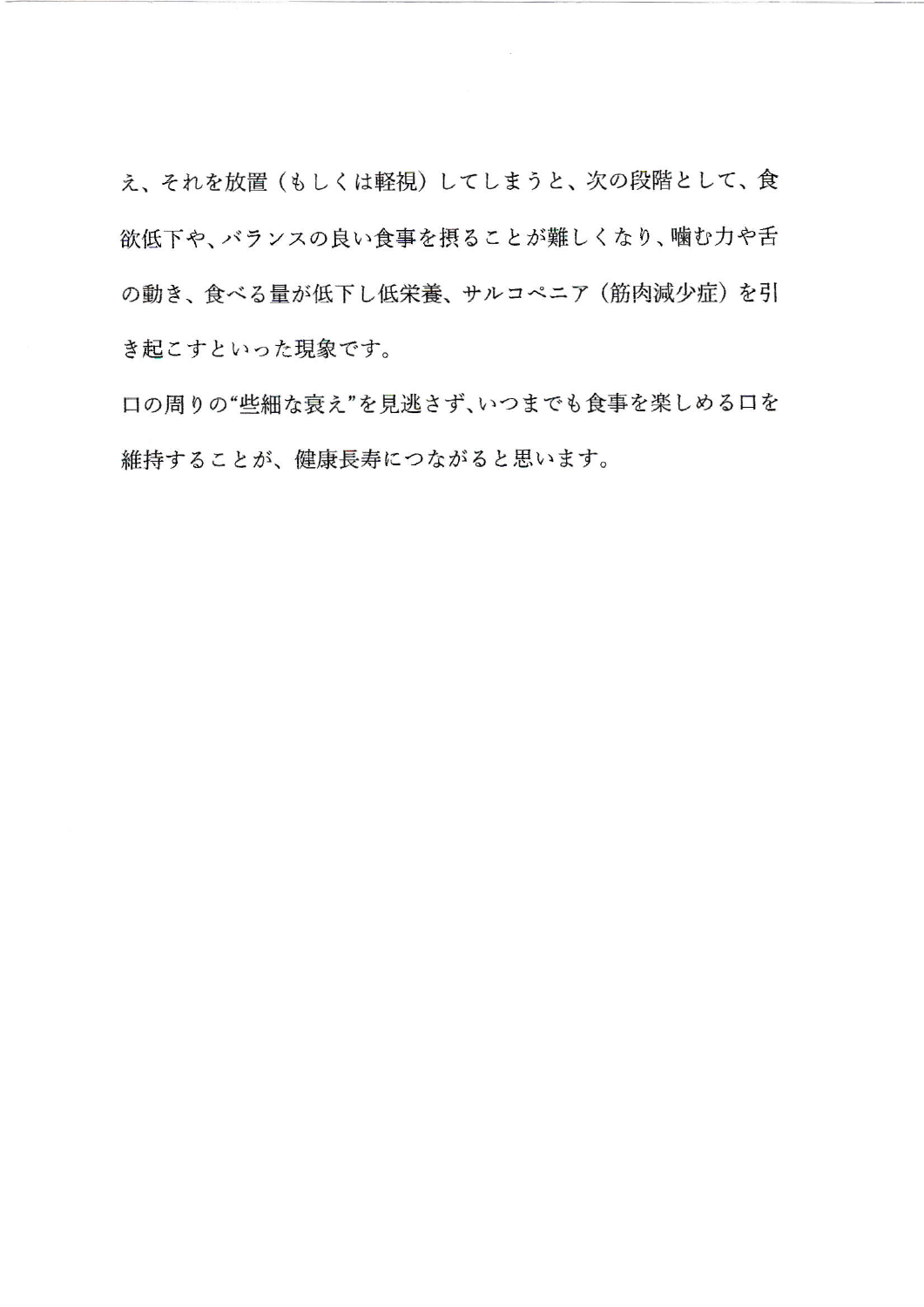え、それを放置（もしくは軽視）してしまうと、次の段階として、食欲低下や、バランスの良い食事を摂ることが難しくなり、噛む力や舌の動き、食べる量が低下し低栄養、サルコペニア（筋肉減少症）を引き起こすといった現象です。

口の周りの“些細な衰え”を見逃さず、いつまでも食事を楽しめる口を維持することが、健康長寿につながると思います。